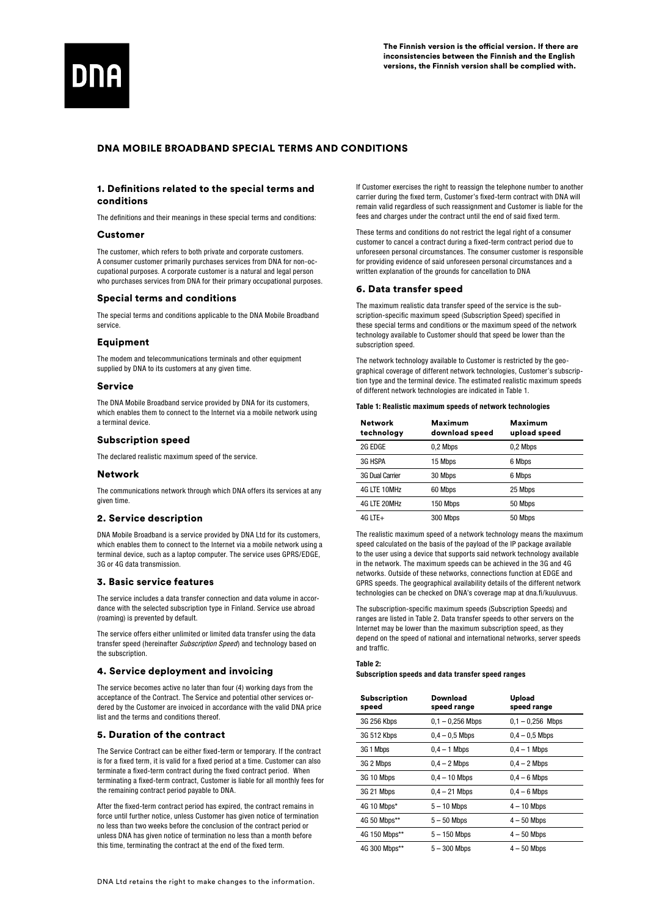The Finnish version is the official version. If there are inconsistencies between the Finnish and the English versions, the Finnish version shall be complied with.

# DNA MOBILE BROADBAND SPECIAL TERMS AND CONDITIONS

## 1. Definitions related to the special terms and conditions

The definitions and their meanings in these special terms and conditions:

### Customer

The customer, which refers to both private and corporate customers. A consumer customer primarily purchases services from DNA for non-occupational purposes. A corporate customer is a natural and legal person who purchases services from DNA for their primary occupational purposes.

### Special terms and conditions

The special terms and conditions applicable to the DNA Mobile Broadband service.

### Equipment

The modem and telecommunications terminals and other equipment supplied by DNA to its customers at any given time.

### Service

The DNA Mobile Broadband service provided by DNA for its customers, which enables them to connect to the Internet via a mobile network using a terminal device.

### Subscription speed

The declared realistic maximum speed of the service.

### Network

The communications network through which DNA offers its services at any given time.

## 2. Service description

DNA Mobile Broadband is a service provided by DNA Ltd for its customers, which enables them to connect to the Internet via a mobile network using a terminal device, such as a laptop computer. The service uses GPRS/EDGE, 3G or 4G data transmission.

## 3. Basic service features

The service includes a data transfer connection and data volume in accordance with the selected subscription type in Finland. Service use abroad (roaming) is prevented by default.

The service offers either unlimited or limited data transfer using the data transfer speed (hereinafter *Subscription Speed*) and technology based on the subscription.

## 4. Service deployment and invoicing

The service becomes active no later than four (4) working days from the acceptance of the Contract. The Service and potential other services ordered by the Customer are invoiced in accordance with the valid DNA price list and the terms and conditions thereof.

## 5. Duration of the contract

The Service Contract can be either fixed-term or temporary. If the contract is for a fixed term, it is valid for a fixed period at a time. Customer can also terminate a fixed-term contract during the fixed contract period. When terminating a fixed-term contract, Customer is liable for all monthly fees for the remaining contract period payable to DNA.

After the fixed-term contract period has expired, the contract remains in force until further notice, unless Customer has given notice of termination no less than two weeks before the conclusion of the contract period or unless DNA has given notice of termination no less than a month before this time, terminating the contract at the end of the fixed term.

If Customer exercises the right to reassign the telephone number to another carrier during the fixed term, Customer's fixed-term contract with DNA will remain valid regardless of such reassignment and Customer is liable for the fees and charges under the contract until the end of said fixed term.

These terms and conditions do not restrict the legal right of a consumer customer to cancel a contract during a fixed-term contract period due to unforeseen personal circumstances. The consumer customer is responsible for providing evidence of said unforeseen personal circumstances and a written explanation of the grounds for cancellation to DNA

## 6. Data transfer speed

The maximum realistic data transfer speed of the service is the subscription-specific maximum speed (Subscription Speed) specified in these special terms and conditions or the maximum speed of the network technology available to Customer should that speed be lower than the subscription speed.

The network technology available to Customer is restricted by the geographical coverage of different network technologies, Customer's subscription type and the terminal device. The estimated realistic maximum speeds of different network technologies are indicated in Table 1.

**Table 1: Realistic maximum speeds of network technologies**

| Network technology | Maximum download speed | Maximum upload speed |
|---|---|---|
| 2G EDGE | 0,2 Mbps | 0,2 Mbps |
| 3G HSPA | 15 Mbps | 6 Mbps |
| 3G Dual Carrier | 30 Mbps | 6 Mbps |
| 4G LTE 10MHz | 60 Mbps | 25 Mbps |
| 4G LTE 20MHz | 150 Mbps | 50 Mbps |
| 4G LTE+ | 300 Mbps | 50 Mbps |

The realistic maximum speed of a network technology means the maximum speed calculated on the basis of the payload of the IP package available to the user using a device that supports said network technology available in the network. The maximum speeds can be achieved in the 3G and 4G networks. Outside of these networks, connections function at EDGE and GPRS speeds. The geographical availability details of the different network technologies can be checked on DNA's coverage map at dna.fi/kuuluvuus.

The subscription-specific maximum speeds (Subscription Speeds) and ranges are listed in Table 2. Data transfer speeds to other servers on the Internet may be lower than the maximum subscription speed, as they depend on the speed of national and international networks, server speeds and traffic.

**Table 2:**
**Subscription speeds and data transfer speed ranges**

| Subscription speed | Download speed range | Upload speed range |
|---|---|---|
| 3G 256 Kbps | 0,1 – 0,256 Mbps | 0,1 – 0,256 Mbps |
| 3G 512 Kbps | 0,4 – 0,5 Mbps | 0,4 – 0,5 Mbps |
| 3G 1 Mbps | 0,4 – 1 Mbps | 0,4 – 1 Mbps |
| 3G 2 Mbps | 0,4 – 2 Mbps | 0,4 – 2 Mbps |
| 3G 10 Mbps | 0,4 – 10 Mbps | 0,4 – 6 Mbps |
| 3G 21 Mbps | 0,4 – 21 Mbps | 0,4 – 6 Mbps |
| 4G 10 Mbps* | 5 – 10 Mbps | 4 – 10 Mbps |
| 4G 50 Mbps** | 5 – 50 Mbps | 4 – 50 Mbps |
| 4G 150 Mbps** | 5 – 150 Mbps | 4 – 50 Mbps |
| 4G 300 Mbps** | 5 – 300 Mbps | 4 – 50 Mbps |

DNA Ltd retains the right to make changes to the information.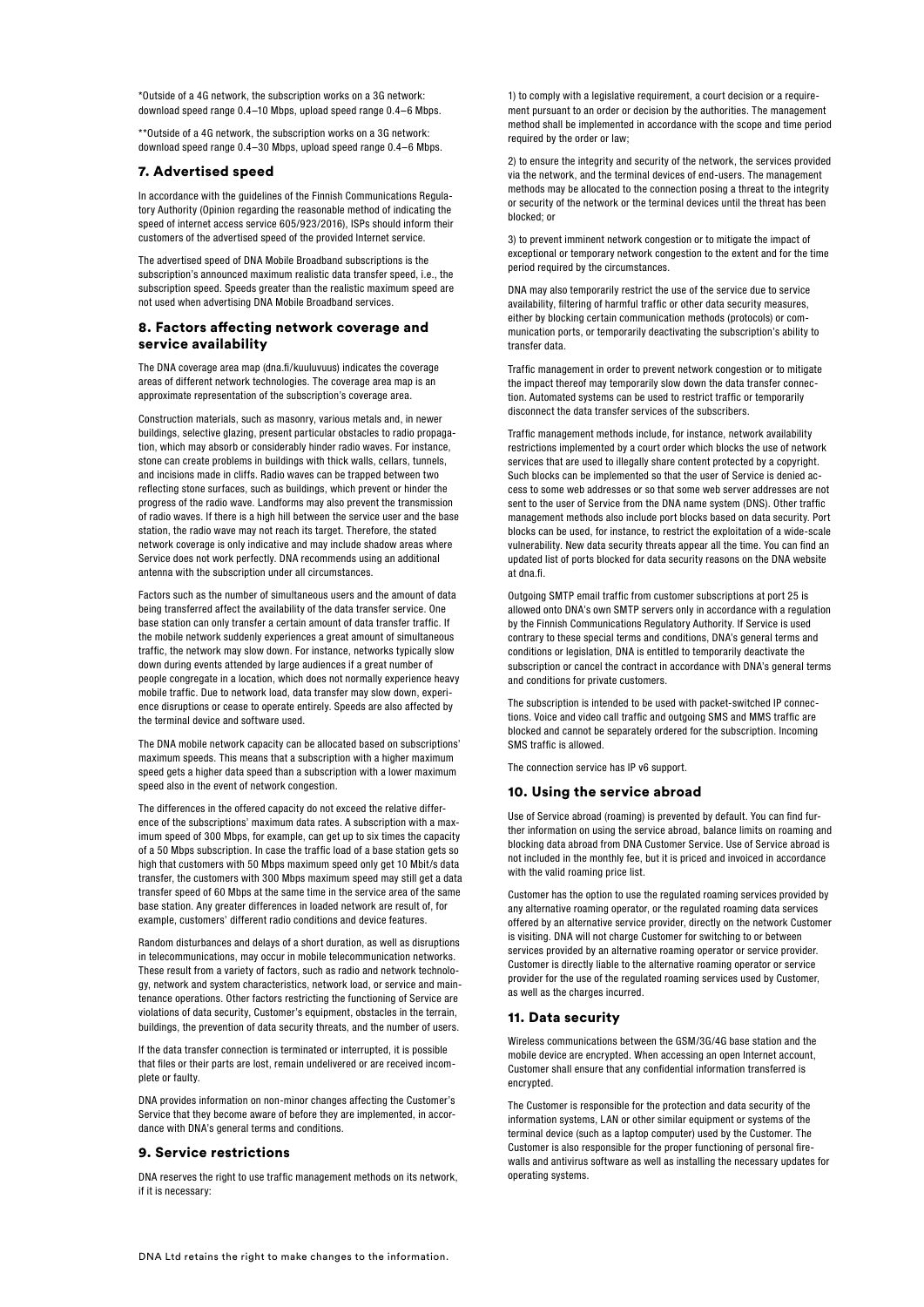*Outside of a 4G network, the subscription works on a 3G network: download speed range 0.4–10 Mbps, upload speed range 0.4–6 Mbps.

**Outside of a 4G network, the subscription works on a 3G network: download speed range 0.4–30 Mbps, upload speed range 0.4–6 Mbps.

## 7. Advertised speed

In accordance with the guidelines of the Finnish Communications Regulatory Authority (Opinion regarding the reasonable method of indicating the speed of internet access service 605/923/2016), ISPs should inform their customers of the advertised speed of the provided Internet service.

The advertised speed of DNA Mobile Broadband subscriptions is the subscription's announced maximum realistic data transfer speed, i.e., the subscription speed. Speeds greater than the realistic maximum speed are not used when advertising DNA Mobile Broadband services.

## 8. Factors affecting network coverage and service availability

The DNA coverage area map (dna.fi/kuuluvuus) indicates the coverage areas of different network technologies. The coverage area map is an approximate representation of the subscription's coverage area.

Construction materials, such as masonry, various metals and, in newer buildings, selective glazing, present particular obstacles to radio propagation, which may absorb or considerably hinder radio waves. For instance, stone can create problems in buildings with thick walls, cellars, tunnels, and incisions made in cliffs. Radio waves can be trapped between two reflecting stone surfaces, such as buildings, which prevent or hinder the progress of the radio wave. Landforms may also prevent the transmission of radio waves. If there is a high hill between the service user and the base station, the radio wave may not reach its target. Therefore, the stated network coverage is only indicative and may include shadow areas where Service does not work perfectly. DNA recommends using an additional antenna with the subscription under all circumstances.

Factors such as the number of simultaneous users and the amount of data being transferred affect the availability of the data transfer service. One base station can only transfer a certain amount of data transfer traffic. If the mobile network suddenly experiences a great amount of simultaneous traffic, the network may slow down. For instance, networks typically slow down during events attended by large audiences if a great number of people congregate in a location, which does not normally experience heavy mobile traffic. Due to network load, data transfer may slow down, experience disruptions or cease to operate entirely. Speeds are also affected by the terminal device and software used.

The DNA mobile network capacity can be allocated based on subscriptions' maximum speeds. This means that a subscription with a higher maximum speed gets a higher data speed than a subscription with a lower maximum speed also in the event of network congestion.

The differences in the offered capacity do not exceed the relative difference of the subscriptions' maximum data rates. A subscription with a maximum speed of 300 Mbps, for example, can get up to six times the capacity of a 50 Mbps subscription. In case the traffic load of a base station gets so high that customers with 50 Mbps maximum speed only get 10 Mbit/s data transfer, the customers with 300 Mbps maximum speed may still get a data transfer speed of 60 Mbps at the same time in the service area of the same base station. Any greater differences in loaded network are result of, for example, customers' different radio conditions and device features.

Random disturbances and delays of a short duration, as well as disruptions in telecommunications, may occur in mobile telecommunication networks. These result from a variety of factors, such as radio and network technology, network and system characteristics, network load, or service and maintenance operations. Other factors restricting the functioning of Service are violations of data security, Customer's equipment, obstacles in the terrain, buildings, the prevention of data security threats, and the number of users.

If the data transfer connection is terminated or interrupted, it is possible that files or their parts are lost, remain undelivered or are received incomplete or faulty.

DNA provides information on non-minor changes affecting the Customer's Service that they become aware of before they are implemented, in accordance with DNA's general terms and conditions.

## 9. Service restrictions

DNA reserves the right to use traffic management methods on its network, if it is necessary:

1) to comply with a legislative requirement, a court decision or a requirement pursuant to an order or decision by the authorities. The management method shall be implemented in accordance with the scope and time period required by the order or law;

2) to ensure the integrity and security of the network, the services provided via the network, and the terminal devices of end-users. The management methods may be allocated to the connection posing a threat to the integrity or security of the network or the terminal devices until the threat has been blocked; or

3) to prevent imminent network congestion or to mitigate the impact of exceptional or temporary network congestion to the extent and for the time period required by the circumstances.

DNA may also temporarily restrict the use of the service due to service availability, filtering of harmful traffic or other data security measures, either by blocking certain communication methods (protocols) or communication ports, or temporarily deactivating the subscription's ability to transfer data.

Traffic management in order to prevent network congestion or to mitigate the impact thereof may temporarily slow down the data transfer connection. Automated systems can be used to restrict traffic or temporarily disconnect the data transfer services of the subscribers.

Traffic management methods include, for instance, network availability restrictions implemented by a court order which blocks the use of network services that are used to illegally share content protected by a copyright. Such blocks can be implemented so that the user of Service is denied access to some web addresses or so that some web server addresses are not sent to the user of Service from the DNA name system (DNS). Other traffic management methods also include port blocks based on data security. Port blocks can be used, for instance, to restrict the exploitation of a wide-scale vulnerability. New data security threats appear all the time. You can find an updated list of ports blocked for data security reasons on the DNA website at dna.fi.

Outgoing SMTP email traffic from customer subscriptions at port 25 is allowed onto DNA's own SMTP servers only in accordance with a regulation by the Finnish Communications Regulatory Authority. If Service is used contrary to these special terms and conditions, DNA's general terms and conditions or legislation, DNA is entitled to temporarily deactivate the subscription or cancel the contract in accordance with DNA's general terms and conditions for private customers.

The subscription is intended to be used with packet-switched IP connections. Voice and video call traffic and outgoing SMS and MMS traffic are blocked and cannot be separately ordered for the subscription. Incoming SMS traffic is allowed.

The connection service has IP v6 support.

## 10. Using the service abroad

Use of Service abroad (roaming) is prevented by default. You can find further information on using the service abroad, balance limits on roaming and blocking data abroad from DNA Customer Service. Use of Service abroad is not included in the monthly fee, but it is priced and invoiced in accordance with the valid roaming price list.

Customer has the option to use the regulated roaming services provided by any alternative roaming operator, or the regulated roaming data services offered by an alternative service provider, directly on the network Customer is visiting. DNA will not charge Customer for switching to or between services provided by an alternative roaming operator or service provider. Customer is directly liable to the alternative roaming operator or service provider for the use of the regulated roaming services used by Customer, as well as the charges incurred.

## 11. Data security

Wireless communications between the GSM/3G/4G base station and the mobile device are encrypted. When accessing an open Internet account, Customer shall ensure that any confidential information transferred is encrypted.

The Customer is responsible for the protection and data security of the information systems, LAN or other similar equipment or systems of the terminal device (such as a laptop computer) used by the Customer. The Customer is also responsible for the proper functioning of personal firewalls and antivirus software as well as installing the necessary updates for operating systems.

DNA Ltd retains the right to make changes to the information.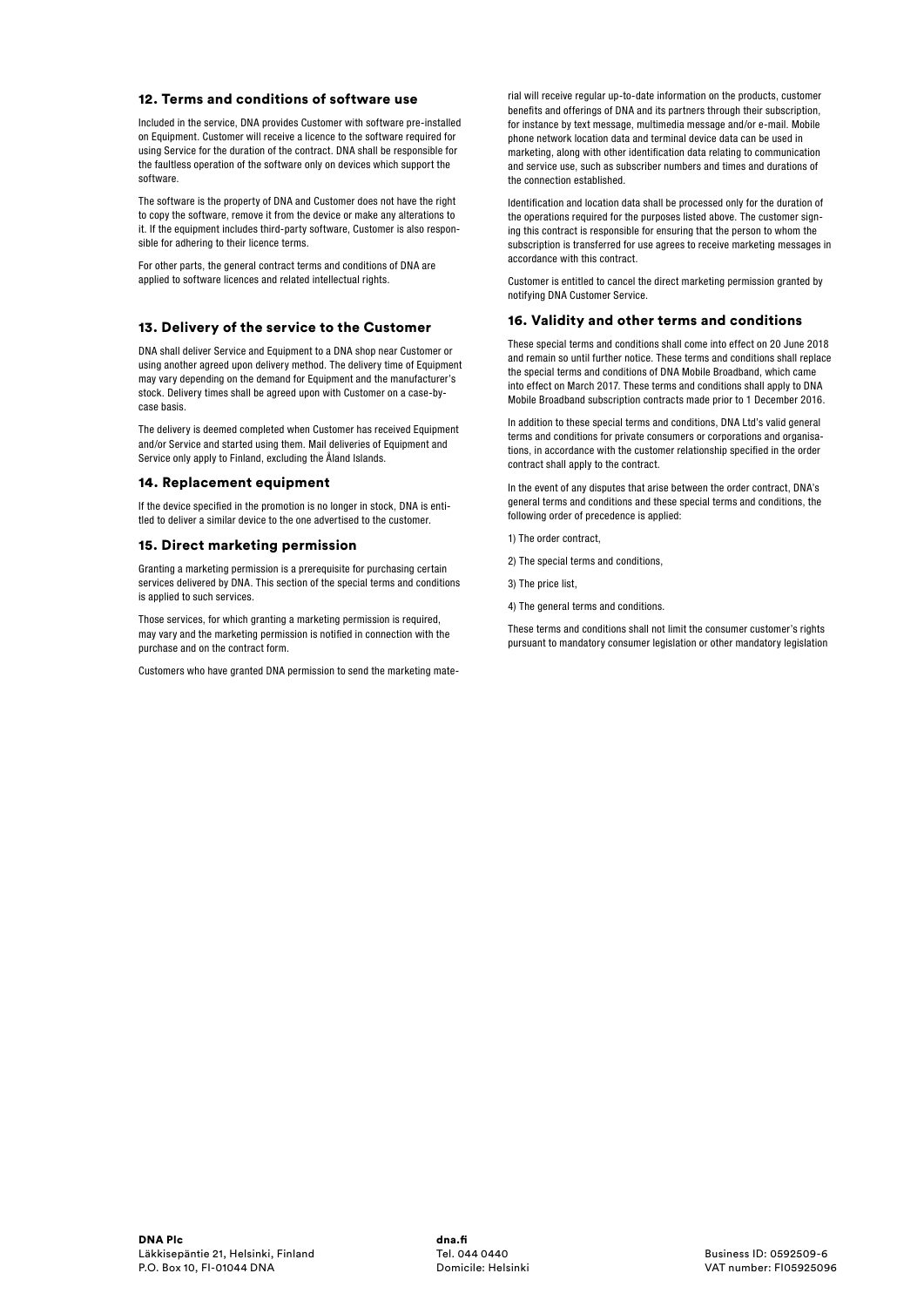## 12. Terms and conditions of software use

Included in the service, DNA provides Customer with software pre-installed on Equipment. Customer will receive a licence to the software required for using Service for the duration of the contract. DNA shall be responsible for the faultless operation of the software only on devices which support the software.

The software is the property of DNA and Customer does not have the right to copy the software, remove it from the device or make any alterations to it. If the equipment includes third-party software, Customer is also responsible for adhering to their licence terms.

For other parts, the general contract terms and conditions of DNA are applied to software licences and related intellectual rights.

## 13. Delivery of the service to the Customer

DNA shall deliver Service and Equipment to a DNA shop near Customer or using another agreed upon delivery method. The delivery time of Equipment may vary depending on the demand for Equipment and the manufacturer's stock. Delivery times shall be agreed upon with Customer on a case-by-case basis.

The delivery is deemed completed when Customer has received Equipment and/or Service and started using them. Mail deliveries of Equipment and Service only apply to Finland, excluding the Åland Islands.

## 14. Replacement equipment

If the device specified in the promotion is no longer in stock, DNA is entitled to deliver a similar device to the one advertised to the customer.

## 15. Direct marketing permission

Granting a marketing permission is a prerequisite for purchasing certain services delivered by DNA. This section of the special terms and conditions is applied to such services.

Those services, for which granting a marketing permission is required, may vary and the marketing permission is notified in connection with the purchase and on the contract form.

Customers who have granted DNA permission to send the marketing material will receive regular up-to-date information on the products, customer benefits and offerings of DNA and its partners through their subscription, for instance by text message, multimedia message and/or e-mail. Mobile phone network location data and terminal device data can be used in marketing, along with other identification data relating to communication and service use, such as subscriber numbers and times and durations of the connection established.

Identification and location data shall be processed only for the duration of the operations required for the purposes listed above. The customer signing this contract is responsible for ensuring that the person to whom the subscription is transferred for use agrees to receive marketing messages in accordance with this contract.

Customer is entitled to cancel the direct marketing permission granted by notifying DNA Customer Service.

## 16. Validity and other terms and conditions

These special terms and conditions shall come into effect on 20 June 2018 and remain so until further notice. These terms and conditions shall replace the special terms and conditions of DNA Mobile Broadband, which came into effect on March 2017. These terms and conditions shall apply to DNA Mobile Broadband subscription contracts made prior to 1 December 2016.

In addition to these special terms and conditions, DNA Ltd's valid general terms and conditions for private consumers or corporations and organisations, in accordance with the customer relationship specified in the order contract shall apply to the contract.

In the event of any disputes that arise between the order contract, DNA's general terms and conditions and these special terms and conditions, the following order of precedence is applied:

1) The order contract,

2) The special terms and conditions,

3) The price list,

4) The general terms and conditions.

These terms and conditions shall not limit the consumer customer's rights pursuant to mandatory consumer legislation or other mandatory legislation

**DNA Plc**
Läkkisepäntie 21, Helsinki, Finland
P.O. Box 10, FI-01044 DNA

**dna.fi**
Tel. 044 0440
Domicile: Helsinki

Business ID: 0592509-6
VAT number: FI05925096